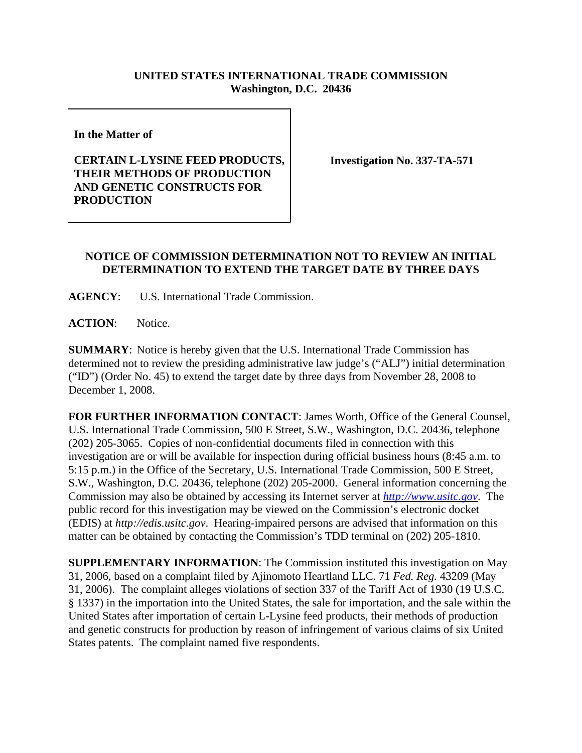**UNITED STATES INTERNATIONAL TRADE COMMISSION**
**Washington, D.C. 20436**

| | |
|---|---|
| **In the Matter of**<br><br>**CERTAIN L-LYSINE FEED PRODUCTS, THEIR METHODS OF PRODUCTION AND GENETIC CONSTRUCTS FOR PRODUCTION** | **Investigation No. 337-TA-571** |

**NOTICE OF COMMISSION DETERMINATION NOT TO REVIEW AN INITIAL DETERMINATION TO EXTEND THE TARGET DATE BY THREE DAYS**

**AGENCY**: U.S. International Trade Commission.

**ACTION**: Notice.

**SUMMARY**: Notice is hereby given that the U.S. International Trade Commission has determined not to review the presiding administrative law judge's ("ALJ") initial determination ("ID") (Order No. 45) to extend the target date by three days from November 28, 2008 to December 1, 2008.

**FOR FURTHER INFORMATION CONTACT**: James Worth, Office of the General Counsel, U.S. International Trade Commission, 500 E Street, S.W., Washington, D.C. 20436, telephone (202) 205-3065. Copies of non-confidential documents filed in connection with this investigation are or will be available for inspection during official business hours (8:45 a.m. to 5:15 p.m.) in the Office of the Secretary, U.S. International Trade Commission, 500 E Street, S.W., Washington, D.C. 20436, telephone (202) 205-2000. General information concerning the Commission may also be obtained by accessing its Internet server at *http://www.usitc.gov*. The public record for this investigation may be viewed on the Commission's electronic docket (EDIS) at *http://edis.usitc.gov*. Hearing-impaired persons are advised that information on this matter can be obtained by contacting the Commission's TDD terminal on (202) 205-1810.

**SUPPLEMENTARY INFORMATION**: The Commission instituted this investigation on May 31, 2006, based on a complaint filed by Ajinomoto Heartland LLC. 71 *Fed. Reg.* 43209 (May 31, 2006). The complaint alleges violations of section 337 of the Tariff Act of 1930 (19 U.S.C. § 1337) in the importation into the United States, the sale for importation, and the sale within the United States after importation of certain L-Lysine feed products, their methods of production and genetic constructs for production by reason of infringement of various claims of six United States patents. The complaint named five respondents.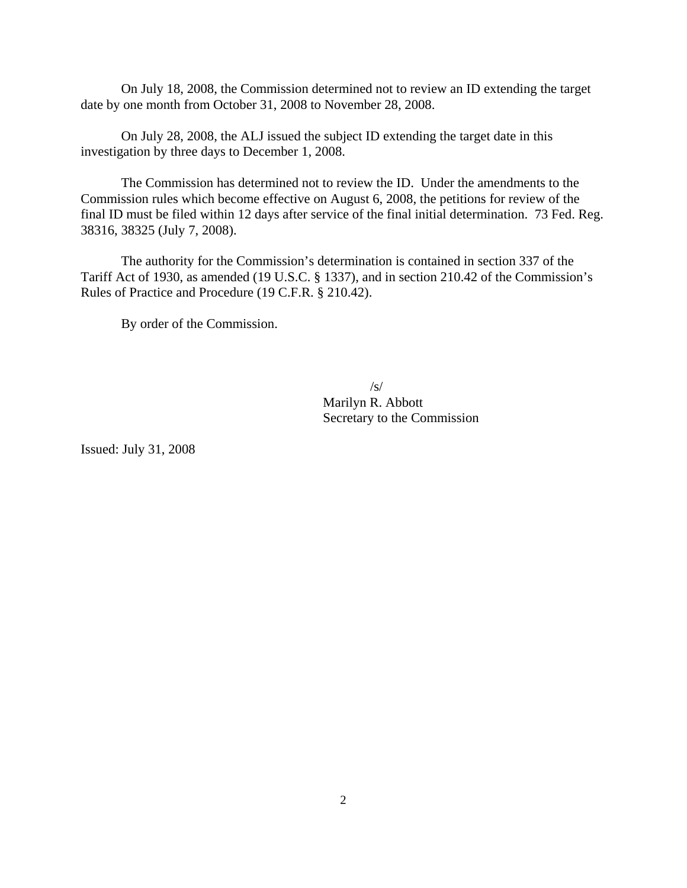On July 18, 2008, the Commission determined not to review an ID extending the target date by one month from October 31, 2008 to November 28, 2008.

On July 28, 2008, the ALJ issued the subject ID extending the target date in this investigation by three days to December 1, 2008.

The Commission has determined not to review the ID. Under the amendments to the Commission rules which become effective on August 6, 2008, the petitions for review of the final ID must be filed within 12 days after service of the final initial determination. 73 Fed. Reg. 38316, 38325 (July 7, 2008).

The authority for the Commission's determination is contained in section 337 of the Tariff Act of 1930, as amended (19 U.S.C. § 1337), and in section 210.42 of the Commission's Rules of Practice and Procedure (19 C.F.R. § 210.42).

By order of the Commission.

/s/
Marilyn R. Abbott
Secretary to the Commission

Issued: July 31, 2008